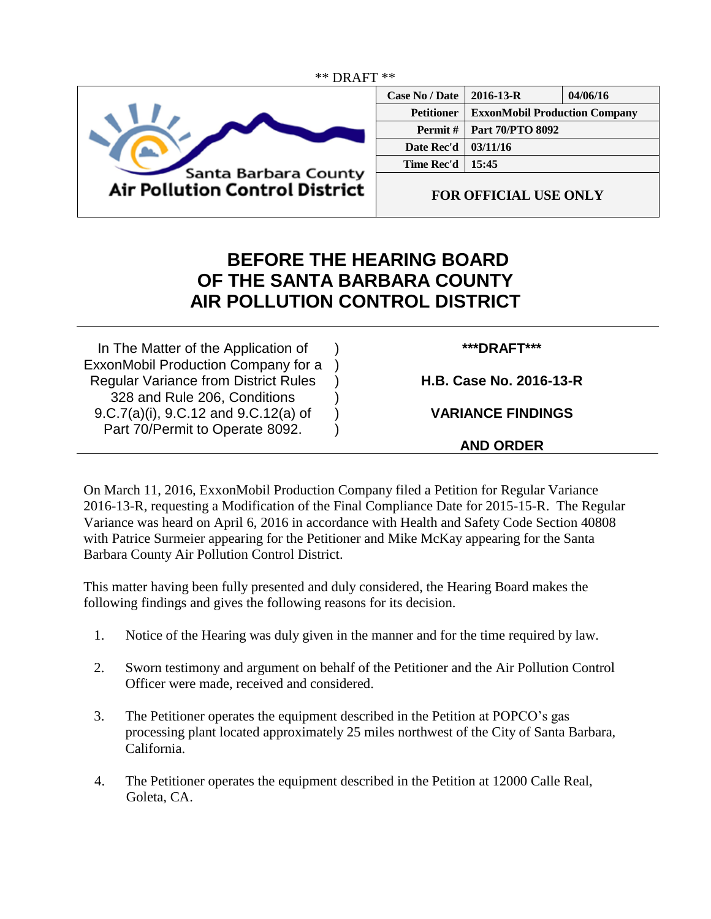** DRAFT **

| | | | |
|---|---|---|---|
| Santa Barbara County Air Pollution Control District | Case No / Date | 2016-13-R | 04/06/16 |
| | Petitioner | ExxonMobil Production Company | |
| | Permit # | Part 70/PTO 8092 | |
| | Date Rec'd | 03/11/16 | |
| | Time Rec'd | 15:45 | |
| | FOR OFFICIAL USE ONLY | | |

# BEFORE THE HEARING BOARD OF THE SANTA BARBARA COUNTY AIR POLLUTION CONTROL DISTRICT

In The Matter of the Application of ExxonMobil Production Company for a Regular Variance from District Rules 328 and Rule 206, Conditions 9.C.7(a)(i), 9.C.12 and 9.C.12(a) of Part 70/Permit to Operate 8092.

**\*\*\*DRAFT\*\*\***

**H.B. Case No. 2016-13-R**

**VARIANCE FINDINGS AND ORDER**

On March 11, 2016, ExxonMobil Production Company filed a Petition for Regular Variance 2016-13-R, requesting a Modification of the Final Compliance Date for 2015-15-R. The Regular Variance was heard on April 6, 2016 in accordance with Health and Safety Code Section 40808 with Patrice Surmeier appearing for the Petitioner and Mike McKay appearing for the Santa Barbara County Air Pollution Control District.

This matter having been fully presented and duly considered, the Hearing Board makes the following findings and gives the following reasons for its decision.

1. Notice of the Hearing was duly given in the manner and for the time required by law.

2. Sworn testimony and argument on behalf of the Petitioner and the Air Pollution Control Officer were made, received and considered.

3. The Petitioner operates the equipment described in the Petition at POPCO's gas processing plant located approximately 25 miles northwest of the City of Santa Barbara, California.

4. The Petitioner operates the equipment described in the Petition at 12000 Calle Real, Goleta, CA.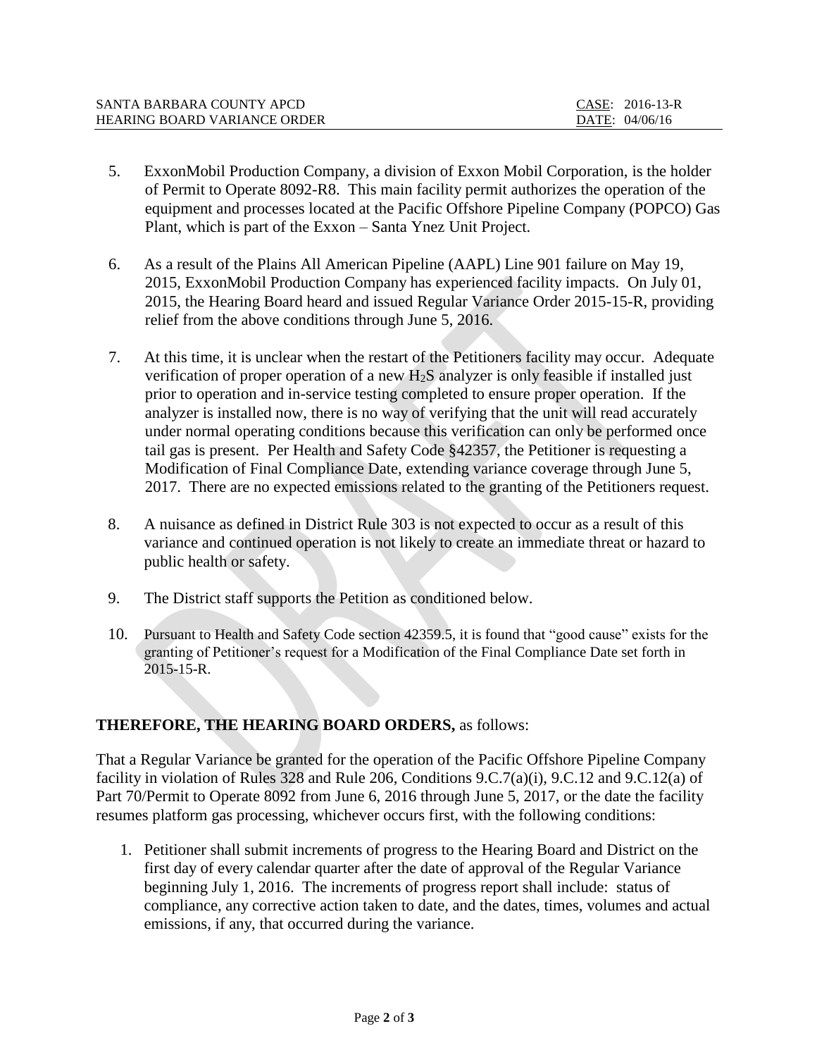5. ExxonMobil Production Company, a division of Exxon Mobil Corporation, is the holder of Permit to Operate 8092-R8. This main facility permit authorizes the operation of the equipment and processes located at the Pacific Offshore Pipeline Company (POPCO) Gas Plant, which is part of the Exxon – Santa Ynez Unit Project.

6. As a result of the Plains All American Pipeline (AAPL) Line 901 failure on May 19, 2015, ExxonMobil Production Company has experienced facility impacts. On July 01, 2015, the Hearing Board heard and issued Regular Variance Order 2015-15-R, providing relief from the above conditions through June 5, 2016.

7. At this time, it is unclear when the restart of the Petitioners facility may occur. Adequate verification of proper operation of a new $H_2S$ analyzer is only feasible if installed just prior to operation and in-service testing completed to ensure proper operation. If the analyzer is installed now, there is no way of verifying that the unit will read accurately under normal operating conditions because this verification can only be performed once tail gas is present. Per Health and Safety Code §42357, the Petitioner is requesting a Modification of Final Compliance Date, extending variance coverage through June 5, 2017. There are no expected emissions related to the granting of the Petitioners request.

8. A nuisance as defined in District Rule 303 is not expected to occur as a result of this variance and continued operation is not likely to create an immediate threat or hazard to public health or safety.

9. The District staff supports the Petition as conditioned below.

10. Pursuant to Health and Safety Code section 42359.5, it is found that "good cause" exists for the granting of Petitioner's request for a Modification of the Final Compliance Date set forth in 2015-15-R.

**THEREFORE, THE HEARING BOARD ORDERS,** as follows:

That a Regular Variance be granted for the operation of the Pacific Offshore Pipeline Company facility in violation of Rules 328 and Rule 206, Conditions 9.C.7(a)(i), 9.C.12 and 9.C.12(a) of Part 70/Permit to Operate 8092 from June 6, 2016 through June 5, 2017, or the date the facility resumes platform gas processing, whichever occurs first, with the following conditions:

1. Petitioner shall submit increments of progress to the Hearing Board and District on the first day of every calendar quarter after the date of approval of the Regular Variance beginning July 1, 2016. The increments of progress report shall include: status of compliance, any corrective action taken to date, and the dates, times, volumes and actual emissions, if any, that occurred during the variance.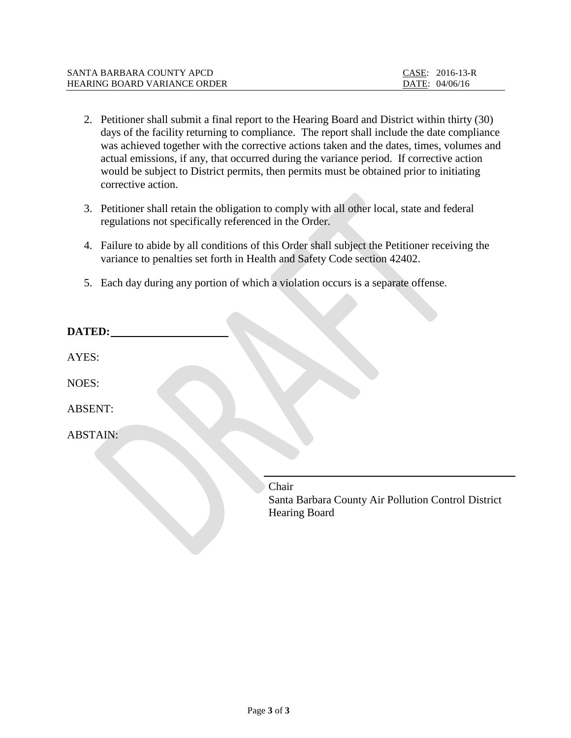2. Petitioner shall submit a final report to the Hearing Board and District within thirty (30) days of the facility returning to compliance. The report shall include the date compliance was achieved together with the corrective actions taken and the dates, times, volumes and actual emissions, if any, that occurred during the variance period. If corrective action would be subject to District permits, then permits must be obtained prior to initiating corrective action.

3. Petitioner shall retain the obligation to comply with all other local, state and federal regulations not specifically referenced in the Order.

4. Failure to abide by all conditions of this Order shall subject the Petitioner receiving the variance to penalties set forth in Health and Safety Code section 42402.

5. Each day during any portion of which a violation occurs is a separate offense.

**DATED:** ____________________

AYES:

NOES:

ABSENT:

ABSTAIN:

______________________________________________

Chair
Santa Barbara County Air Pollution Control District
Hearing Board